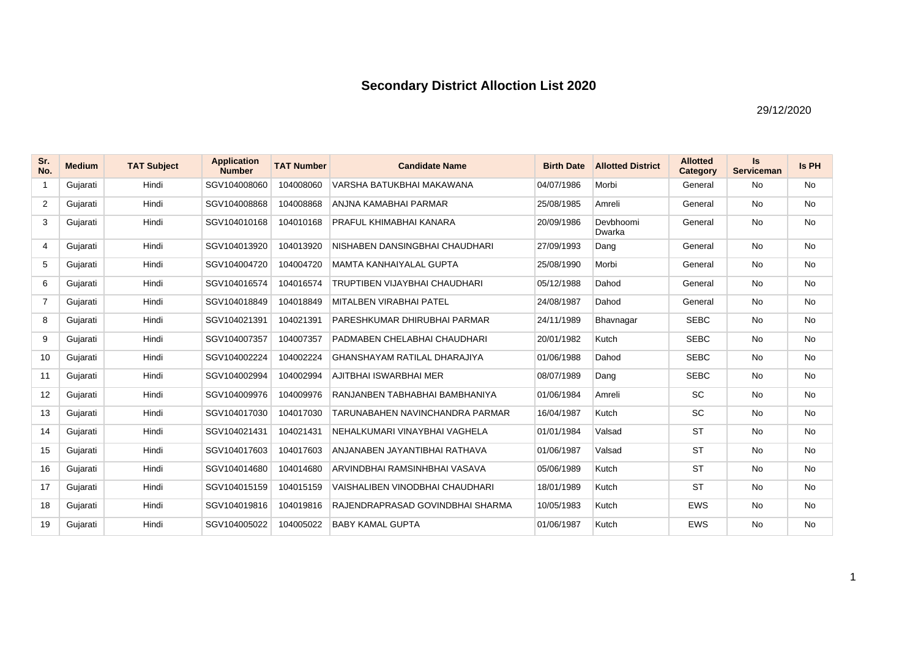# Secondary District Alloction List 2020

29/12/2020

| Sr. No. | Medium | TAT Subject | Application Number | TAT Number | Candidate Name | Birth Date | Allotted District | Allotted Category | Is Serviceman | Is PH |
|---|---|---|---|---|---|---|---|---|---|---|
| 1 | Gujarati | Hindi | SGV104008060 | 104008060 | VARSHA BATUKBHAI MAKAWANA | 04/07/1986 | Morbi | General | No | No |
| 2 | Gujarati | Hindi | SGV104008868 | 104008868 | ANJNA KAMABHAI PARMAR | 25/08/1985 | Amreli | General | No | No |
| 3 | Gujarati | Hindi | SGV104010168 | 104010168 | PRAFUL KHIMABHAI KANARA | 20/09/1986 | Devbhoomi Dwarka | General | No | No |
| 4 | Gujarati | Hindi | SGV104013920 | 104013920 | NISHABEN DANSINGBHAI CHAUDHARI | 27/09/1993 | Dang | General | No | No |
| 5 | Gujarati | Hindi | SGV104004720 | 104004720 | MAMTA KANHAIYALAL GUPTA | 25/08/1990 | Morbi | General | No | No |
| 6 | Gujarati | Hindi | SGV104016574 | 104016574 | TRUPTIBEN VIJAYBHAI CHAUDHARI | 05/12/1988 | Dahod | General | No | No |
| 7 | Gujarati | Hindi | SGV104018849 | 104018849 | MITALBEN VIRABHAI PATEL | 24/08/1987 | Dahod | General | No | No |
| 8 | Gujarati | Hindi | SGV104021391 | 104021391 | PARESHKUMAR DHIRUBHAI PARMAR | 24/11/1989 | Bhavnagar | SEBC | No | No |
| 9 | Gujarati | Hindi | SGV104007357 | 104007357 | PADMABEN CHELABHAI CHAUDHARI | 20/01/1982 | Kutch | SEBC | No | No |
| 10 | Gujarati | Hindi | SGV104002224 | 104002224 | GHANSHAYAM RATILAL DHARAJIYA | 01/06/1988 | Dahod | SEBC | No | No |
| 11 | Gujarati | Hindi | SGV104002994 | 104002994 | AJITBHAI ISWARBHAI MER | 08/07/1989 | Dang | SEBC | No | No |
| 12 | Gujarati | Hindi | SGV104009976 | 104009976 | RANJANBEN TABHABHAI BAMBHANIYA | 01/06/1984 | Amreli | SC | No | No |
| 13 | Gujarati | Hindi | SGV104017030 | 104017030 | TARUNABAHEN NAVINCHANDRA PARMAR | 16/04/1987 | Kutch | SC | No | No |
| 14 | Gujarati | Hindi | SGV104021431 | 104021431 | NEHALKUMARI VINAYBHAI VAGHELA | 01/01/1984 | Valsad | ST | No | No |
| 15 | Gujarati | Hindi | SGV104017603 | 104017603 | ANJANABEN JAYANTIBHAI RATHAVA | 01/06/1987 | Valsad | ST | No | No |
| 16 | Gujarati | Hindi | SGV104014680 | 104014680 | ARVINDBHAI RAMSINHBHAI VASAVA | 05/06/1989 | Kutch | ST | No | No |
| 17 | Gujarati | Hindi | SGV104015159 | 104015159 | VAISHALIBEN VINODBHAI CHAUDHARI | 18/01/1989 | Kutch | ST | No | No |
| 18 | Gujarati | Hindi | SGV104019816 | 104019816 | RAJENDRAPRASAD GOVINDBHAI SHARMA | 10/05/1983 | Kutch | EWS | No | No |
| 19 | Gujarati | Hindi | SGV104005022 | 104005022 | BABY KAMAL GUPTA | 01/06/1987 | Kutch | EWS | No | No |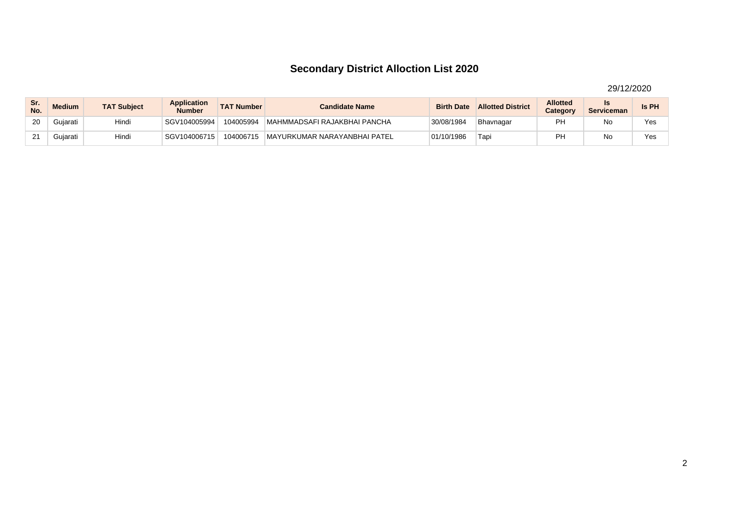# Secondary District Alloction List 2020

29/12/2020

| Sr. No. | Medium | TAT Subject | Application Number | TAT Number | Candidate Name | Birth Date | Allotted District | Allotted Category | Is Serviceman | Is PH |
|---|---|---|---|---|---|---|---|---|---|---|
| 20 | Gujarati | Hindi | SGV104005994 | 104005994 | MAHMMADSAFI RAJAKBHAI PANCHA | 30/08/1984 | Bhavnagar | PH | No | Yes |
| 21 | Gujarati | Hindi | SGV104006715 | 104006715 | MAYURKUMAR NARAYANBHAI PATEL | 01/10/1986 | Tapi | PH | No | Yes |